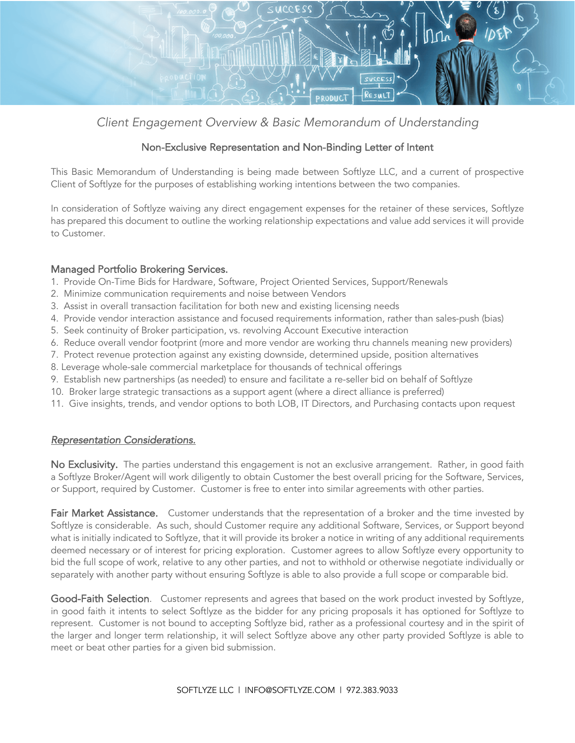## *Client Engagement Overview & Basic Memorandum of Understanding*

### Non-Exclusive Representation and Non-Binding Letter of Intent

This Basic Memorandum of Understanding is being made between Softlyze LLC, and a current of prospective Client of Softlyze for the purposes of establishing working intentions between the two companies.

In consideration of Softlyze waiving any direct engagement expenses for the retainer of these services, Softlyze has prepared this document to outline the working relationship expectations and value add services it will provide to Customer.

### Managed Portfolio Brokering Services.

1. Provide On-Time Bids for Hardware, Software, Project Oriented Services, Support/Renewals
2. Minimize communication requirements and noise between Vendors
3. Assist in overall transaction facilitation for both new and existing licensing needs
4. Provide vendor interaction assistance and focused requirements information, rather than sales-push (bias)
5. Seek continuity of Broker participation, vs. revolving Account Executive interaction
6. Reduce overall vendor footprint (more and more vendor are working thru channels meaning new providers)
7. Protect revenue protection against any existing downside, determined upside, position alternatives
8. Leverage whole-sale commercial marketplace for thousands of technical offerings
9. Establish new partnerships (as needed) to ensure and facilitate a re-seller bid on behalf of Softlyze
10. Broker large strategic transactions as a support agent (where a direct alliance is preferred)
11. Give insights, trends, and vendor options to both LOB, IT Directors, and Purchasing contacts upon request

### *Representation Considerations.*

**No Exclusivity.** The parties understand this engagement is not an exclusive arrangement. Rather, in good faith a Softlyze Broker/Agent will work diligently to obtain Customer the best overall pricing for the Software, Services, or Support, required by Customer. Customer is free to enter into similar agreements with other parties.

**Fair Market Assistance.** Customer understands that the representation of a broker and the time invested by Softlyze is considerable. As such, should Customer require any additional Software, Services, or Support beyond what is initially indicated to Softlyze, that it will provide its broker a notice in writing of any additional requirements deemed necessary or of interest for pricing exploration. Customer agrees to allow Softlyze every opportunity to bid the full scope of work, relative to any other parties, and not to withhold or otherwise negotiate individually or separately with another party without ensuring Softlyze is able to also provide a full scope or comparable bid.

**Good-Faith Selection**. Customer represents and agrees that based on the work product invested by Softlyze, in good faith it intents to select Softlyze as the bidder for any pricing proposals it has optioned for Softlyze to represent. Customer is not bound to accepting Softlyze bid, rather as a professional courtesy and in the spirit of the larger and longer term relationship, it will select Softlyze above any other party provided Softlyze is able to meet or beat other parties for a given bid submission.

SOFTLYZE LLC | INFO@SOFTLYZE.COM | 972.383.9033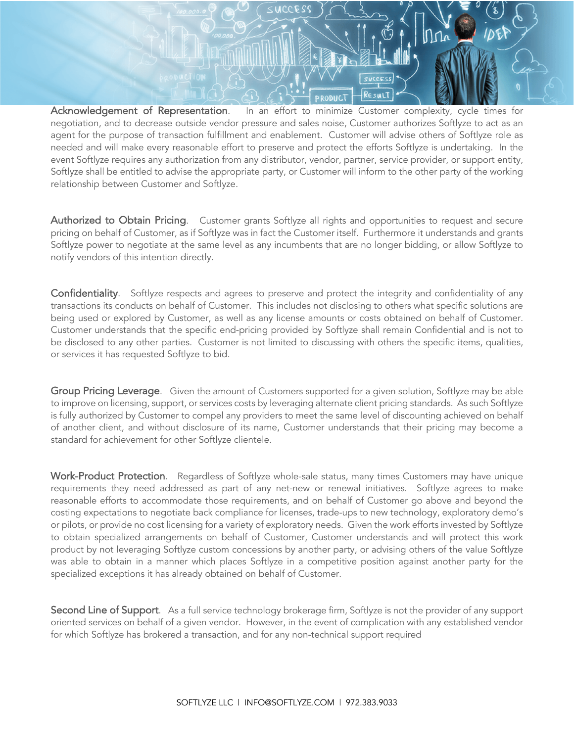**Acknowledgement of Representation**. In an effort to minimize Customer complexity, cycle times for negotiation, and to decrease outside vendor pressure and sales noise, Customer authorizes Softlyze to act as an agent for the purpose of transaction fulfillment and enablement. Customer will advise others of Softlyze role as needed and will make every reasonable effort to preserve and protect the efforts Softlyze is undertaking. In the event Softlyze requires any authorization from any distributor, vendor, partner, service provider, or support entity, Softlyze shall be entitled to advise the appropriate party, or Customer will inform to the other party of the working relationship between Customer and Softlyze.

**Authorized to Obtain Pricing**. Customer grants Softlyze all rights and opportunities to request and secure pricing on behalf of Customer, as if Softlyze was in fact the Customer itself. Furthermore it understands and grants Softlyze power to negotiate at the same level as any incumbents that are no longer bidding, or allow Softlyze to notify vendors of this intention directly.

**Confidentiality**. Softlyze respects and agrees to preserve and protect the integrity and confidentiality of any transactions its conducts on behalf of Customer. This includes not disclosing to others what specific solutions are being used or explored by Customer, as well as any license amounts or costs obtained on behalf of Customer. Customer understands that the specific end-pricing provided by Softlyze shall remain Confidential and is not to be disclosed to any other parties. Customer is not limited to discussing with others the specific items, qualities, or services it has requested Softlyze to bid.

**Group Pricing Leverage**. Given the amount of Customers supported for a given solution, Softlyze may be able to improve on licensing, support, or services costs by leveraging alternate client pricing standards. As such Softlyze is fully authorized by Customer to compel any providers to meet the same level of discounting achieved on behalf of another client, and without disclosure of its name, Customer understands that their pricing may become a standard for achievement for other Softlyze clientele.

**Work-Product Protection**. Regardless of Softlyze whole-sale status, many times Customers may have unique requirements they need addressed as part of any net-new or renewal initiatives. Softlyze agrees to make reasonable efforts to accommodate those requirements, and on behalf of Customer go above and beyond the costing expectations to negotiate back compliance for licenses, trade-ups to new technology, exploratory demo's or pilots, or provide no cost licensing for a variety of exploratory needs. Given the work efforts invested by Softlyze to obtain specialized arrangements on behalf of Customer, Customer understands and will protect this work product by not leveraging Softlyze custom concessions by another party, or advising others of the value Softlyze was able to obtain in a manner which places Softlyze in a competitive position against another party for the specialized exceptions it has already obtained on behalf of Customer.

**Second Line of Support**. As a full service technology brokerage firm, Softlyze is not the provider of any support oriented services on behalf of a given vendor. However, in the event of complication with any established vendor for which Softlyze has brokered a transaction, and for any non-technical support required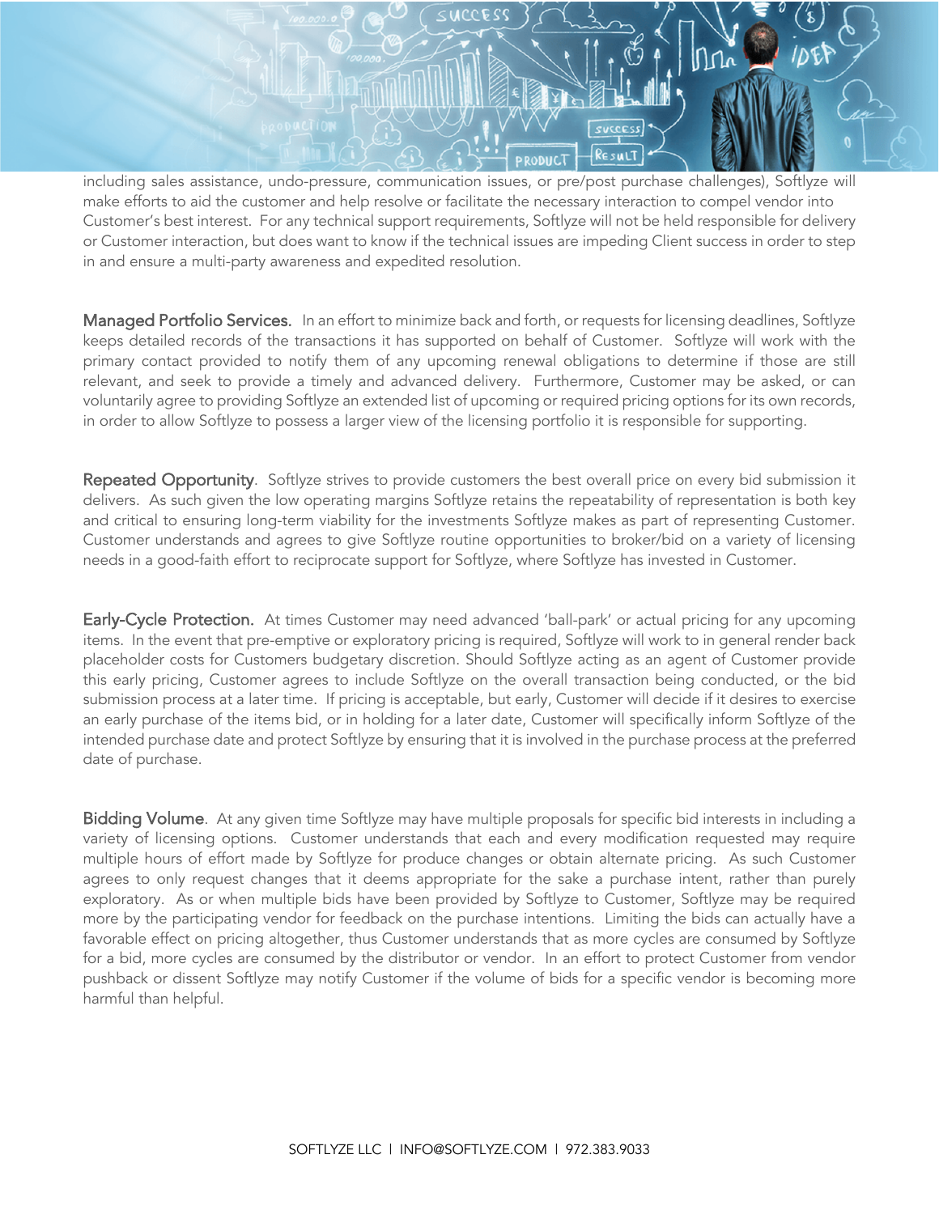including sales assistance, undo-pressure, communication issues, or pre/post purchase challenges), Softlyze will make efforts to aid the customer and help resolve or facilitate the necessary interaction to compel vendor into Customer's best interest. For any technical support requirements, Softlyze will not be held responsible for delivery or Customer interaction, but does want to know if the technical issues are impeding Client success in order to step in and ensure a multi-party awareness and expedited resolution.

**Managed Portfolio Services.** In an effort to minimize back and forth, or requests for licensing deadlines, Softlyze keeps detailed records of the transactions it has supported on behalf of Customer. Softlyze will work with the primary contact provided to notify them of any upcoming renewal obligations to determine if those are still relevant, and seek to provide a timely and advanced delivery. Furthermore, Customer may be asked, or can voluntarily agree to providing Softlyze an extended list of upcoming or required pricing options for its own records, in order to allow Softlyze to possess a larger view of the licensing portfolio it is responsible for supporting.

**Repeated Opportunity.** Softlyze strives to provide customers the best overall price on every bid submission it delivers. As such given the low operating margins Softlyze retains the repeatability of representation is both key and critical to ensuring long-term viability for the investments Softlyze makes as part of representing Customer. Customer understands and agrees to give Softlyze routine opportunities to broker/bid on a variety of licensing needs in a good-faith effort to reciprocate support for Softlyze, where Softlyze has invested in Customer.

**Early-Cycle Protection.** At times Customer may need advanced 'ball-park' or actual pricing for any upcoming items. In the event that pre-emptive or exploratory pricing is required, Softlyze will work to in general render back placeholder costs for Customers budgetary discretion. Should Softlyze acting as an agent of Customer provide this early pricing, Customer agrees to include Softlyze on the overall transaction being conducted, or the bid submission process at a later time. If pricing is acceptable, but early, Customer will decide if it desires to exercise an early purchase of the items bid, or in holding for a later date, Customer will specifically inform Softlyze of the intended purchase date and protect Softlyze by ensuring that it is involved in the purchase process at the preferred date of purchase.

**Bidding Volume.** At any given time Softlyze may have multiple proposals for specific bid interests in including a variety of licensing options. Customer understands that each and every modification requested may require multiple hours of effort made by Softlyze for produce changes or obtain alternate pricing. As such Customer agrees to only request changes that it deems appropriate for the sake a purchase intent, rather than purely exploratory. As or when multiple bids have been provided by Softlyze to Customer, Softlyze may be required more by the participating vendor for feedback on the purchase intentions. Limiting the bids can actually have a favorable effect on pricing altogether, thus Customer understands that as more cycles are consumed by Softlyze for a bid, more cycles are consumed by the distributor or vendor. In an effort to protect Customer from vendor pushback or dissent Softlyze may notify Customer if the volume of bids for a specific vendor is becoming more harmful than helpful.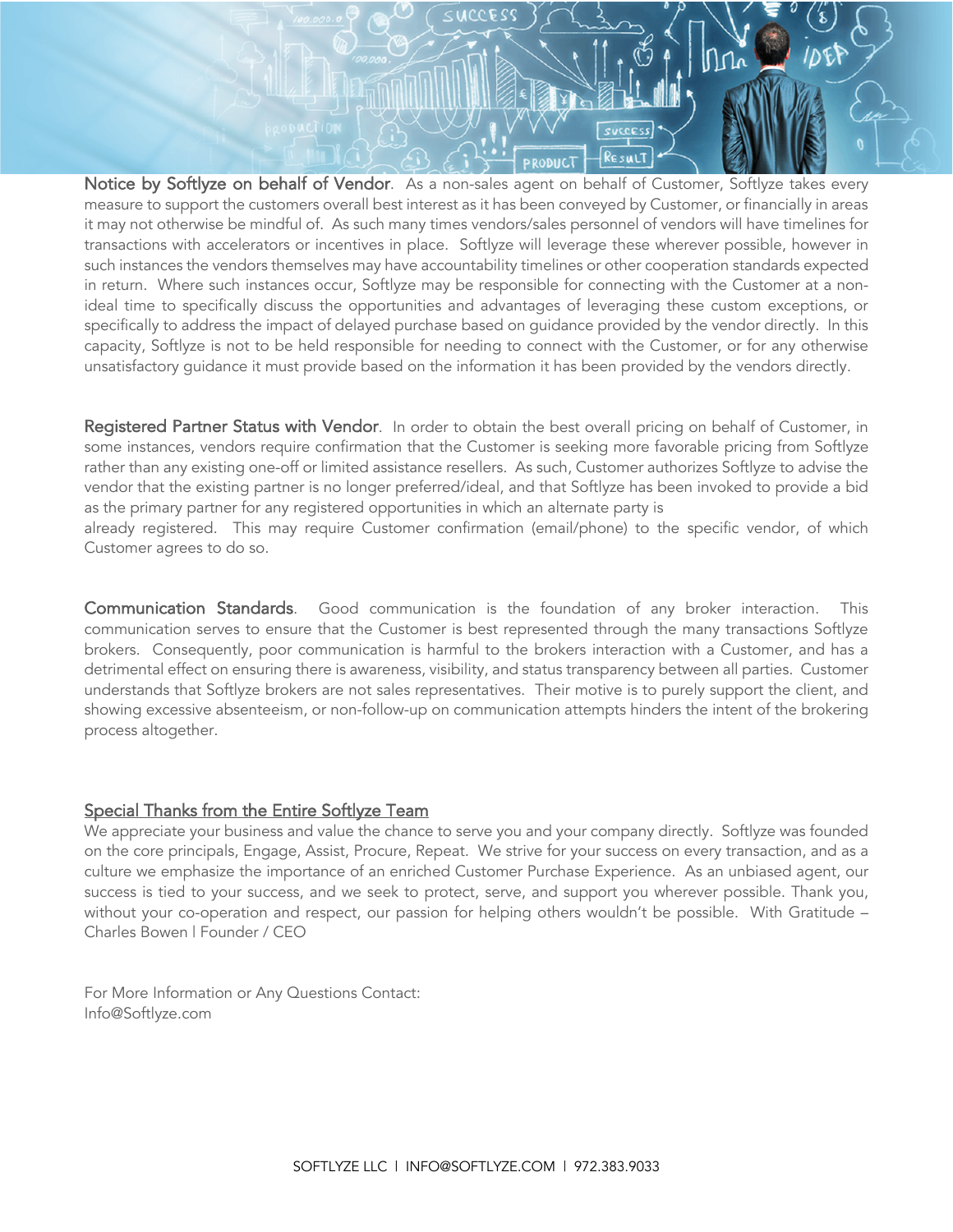**Notice by Softlyze on behalf of Vendor**. As a non-sales agent on behalf of Customer, Softlyze takes every measure to support the customers overall best interest as it has been conveyed by Customer, or financially in areas it may not otherwise be mindful of. As such many times vendors/sales personnel of vendors will have timelines for transactions with accelerators or incentives in place. Softlyze will leverage these wherever possible, however in such instances the vendors themselves may have accountability timelines or other cooperation standards expected in return. Where such instances occur, Softlyze may be responsible for connecting with the Customer at a non-ideal time to specifically discuss the opportunities and advantages of leveraging these custom exceptions, or specifically to address the impact of delayed purchase based on guidance provided by the vendor directly. In this capacity, Softlyze is not to be held responsible for needing to connect with the Customer, or for any otherwise unsatisfactory guidance it must provide based on the information it has been provided by the vendors directly.

**Registered Partner Status with Vendor**. In order to obtain the best overall pricing on behalf of Customer, in some instances, vendors require confirmation that the Customer is seeking more favorable pricing from Softlyze rather than any existing one-off or limited assistance resellers. As such, Customer authorizes Softlyze to advise the vendor that the existing partner is no longer preferred/ideal, and that Softlyze has been invoked to provide a bid as the primary partner for any registered opportunities in which an alternate party is already registered. This may require Customer confirmation (email/phone) to the specific vendor, of which Customer agrees to do so.

**Communication Standards**. Good communication is the foundation of any broker interaction. This communication serves to ensure that the Customer is best represented through the many transactions Softlyze brokers. Consequently, poor communication is harmful to the brokers interaction with a Customer, and has a detrimental effect on ensuring there is awareness, visibility, and status transparency between all parties. Customer understands that Softlyze brokers are not sales representatives. Their motive is to purely support the client, and showing excessive absenteeism, or non-follow-up on communication attempts hinders the intent of the brokering process altogether.

## Special Thanks from the Entire Softlyze Team

We appreciate your business and value the chance to serve you and your company directly. Softlyze was founded on the core principals, Engage, Assist, Procure, Repeat. We strive for your success on every transaction, and as a culture we emphasize the importance of an enriched Customer Purchase Experience. As an unbiased agent, our success is tied to your success, and we seek to protect, serve, and support you wherever possible. Thank you, without your co-operation and respect, our passion for helping others wouldn't be possible. With Gratitude – Charles Bowen | Founder / CEO

For More Information or Any Questions Contact:
Info@Softlyze.com